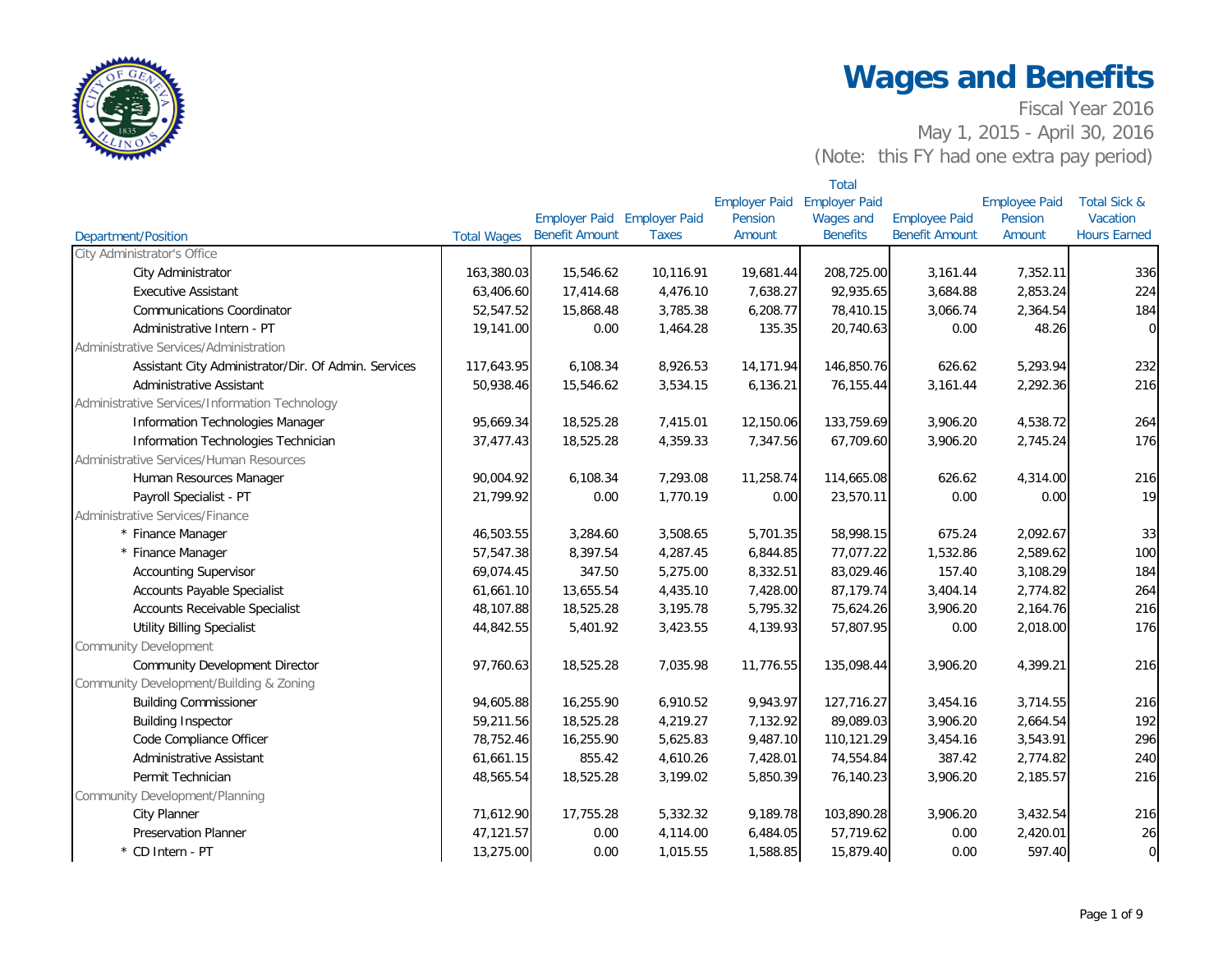# Wages and Benefits

Fiscal Year 2016

May 1, 2015 - April 30, 2016

(Note: this FY had one extra pay period)

| Department/Position | Total Wages | Employer Paid Benefit Amount | Employer Paid Taxes | Employer Paid Pension Amount | Total Employer Paid Wages and Benefits | Employee Paid Benefit Amount | Employee Paid Pension Amount | Total Sick & Vacation Hours Earned |
|---|---|---|---|---|---|---|---|---|
| City Administrator's Office | | | | | | | | |
| City Administrator | 163,380.03 | 15,546.62 | 10,116.91 | 19,681.44 | 208,725.00 | 3,161.44 | 7,352.11 | 336 |
| Executive Assistant | 63,406.60 | 17,414.68 | 4,476.10 | 7,638.27 | 92,935.65 | 3,684.88 | 2,853.24 | 224 |
| Communications Coordinator | 52,547.52 | 15,868.48 | 3,785.38 | 6,208.77 | 78,410.15 | 3,066.74 | 2,364.54 | 184 |
| Administrative Intern - PT | 19,141.00 | 0.00 | 1,464.28 | 135.35 | 20,740.63 | 0.00 | 48.26 | 0 |
| Administrative Services/Administration | | | | | | | | |
| Assistant City Administrator/Dir. Of Admin. Services | 117,643.95 | 6,108.34 | 8,926.53 | 14,171.94 | 146,850.76 | 626.62 | 5,293.94 | 232 |
| Administrative Assistant | 50,938.46 | 15,546.62 | 3,534.15 | 6,136.21 | 76,155.44 | 3,161.44 | 2,292.36 | 216 |
| Administrative Services/Information Technology | | | | | | | | |
| Information Technologies Manager | 95,669.34 | 18,525.28 | 7,415.01 | 12,150.06 | 133,759.69 | 3,906.20 | 4,538.72 | 264 |
| Information Technologies Technician | 37,477.43 | 18,525.28 | 4,359.33 | 7,347.56 | 67,709.60 | 3,906.20 | 2,745.24 | 176 |
| Administrative Services/Human Resources | | | | | | | | |
| Human Resources Manager | 90,004.92 | 6,108.34 | 7,293.08 | 11,258.74 | 114,665.08 | 626.62 | 4,314.00 | 216 |
| Payroll Specialist - PT | 21,799.92 | 0.00 | 1,770.19 | 0.00 | 23,570.11 | 0.00 | 0.00 | 19 |
| Administrative Services/Finance | | | | | | | | |
| * Finance Manager | 46,503.55 | 3,284.60 | 3,508.65 | 5,701.35 | 58,998.15 | 675.24 | 2,092.67 | 33 |
| * Finance Manager | 57,547.38 | 8,397.54 | 4,287.45 | 6,844.85 | 77,077.22 | 1,532.86 | 2,589.62 | 100 |
| Accounting Supervisor | 69,074.45 | 347.50 | 5,275.00 | 8,332.51 | 83,029.46 | 157.40 | 3,108.29 | 184 |
| Accounts Payable Specialist | 61,661.10 | 13,655.54 | 4,435.10 | 7,428.00 | 87,179.74 | 3,404.14 | 2,774.82 | 264 |
| Accounts Receivable Specialist | 48,107.88 | 18,525.28 | 3,195.78 | 5,795.32 | 75,624.26 | 3,906.20 | 2,164.76 | 216 |
| Utility Billing Specialist | 44,842.55 | 5,401.92 | 3,423.55 | 4,139.93 | 57,807.95 | 0.00 | 2,018.00 | 176 |
| Community Development | | | | | | | | |
| Community Development Director | 97,760.63 | 18,525.28 | 7,035.98 | 11,776.55 | 135,098.44 | 3,906.20 | 4,399.21 | 216 |
| Community Development/Building & Zoning | | | | | | | | |
| Building Commissioner | 94,605.88 | 16,255.90 | 6,910.52 | 9,943.97 | 127,716.27 | 3,454.16 | 3,714.55 | 216 |
| Building Inspector | 59,211.56 | 18,525.28 | 4,219.27 | 7,132.92 | 89,089.03 | 3,906.20 | 2,664.54 | 192 |
| Code Compliance Officer | 78,752.46 | 16,255.90 | 5,625.83 | 9,487.10 | 110,121.29 | 3,454.16 | 3,543.91 | 296 |
| Administrative Assistant | 61,661.15 | 855.42 | 4,610.26 | 7,428.01 | 74,554.84 | 387.42 | 2,774.82 | 240 |
| Permit Technician | 48,565.54 | 18,525.28 | 3,199.02 | 5,850.39 | 76,140.23 | 3,906.20 | 2,185.57 | 216 |
| Community Development/Planning | | | | | | | | |
| City Planner | 71,612.90 | 17,755.28 | 5,332.32 | 9,189.78 | 103,890.28 | 3,906.20 | 3,432.54 | 216 |
| Preservation Planner | 47,121.57 | 0.00 | 4,114.00 | 6,484.05 | 57,719.62 | 0.00 | 2,420.01 | 26 |
| * CD Intern - PT | 13,275.00 | 0.00 | 1,015.55 | 1,588.85 | 15,879.40 | 0.00 | 597.40 | 0 |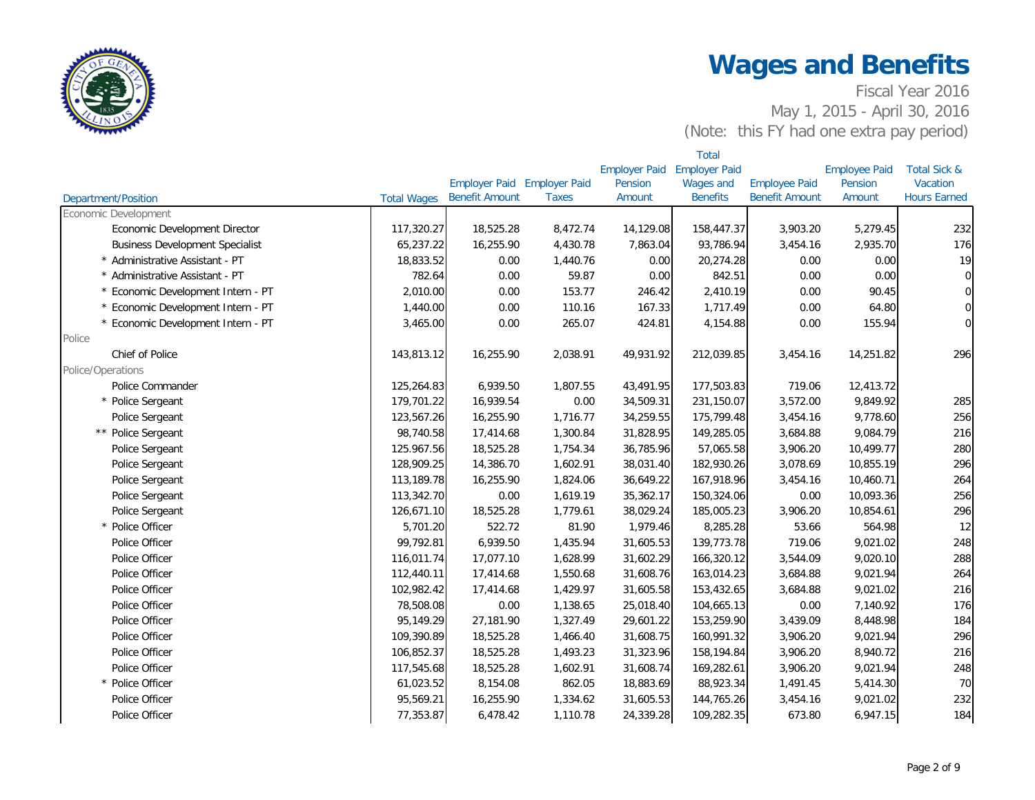# Wages and Benefits

Fiscal Year 2016

May 1, 2015 - April 30, 2016

(Note: this FY had one extra pay period)

| Department/Position | Total Wages | Employer Paid Benefit Amount | Employer Paid Taxes | Employer Paid Pension Amount | Total Employer Paid Wages and Benefits | Employee Paid Benefit Amount | Employee Paid Pension Amount | Total Sick & Vacation Hours Earned |
|---|---|---|---|---|---|---|---|---|
| Economic Development | | | | | | | | |
| Economic Development Director | 117,320.27 | 18,525.28 | 8,472.74 | 14,129.08 | 158,447.37 | 3,903.20 | 5,279.45 | 232 |
| Business Development Specialist | 65,237.22 | 16,255.90 | 4,430.78 | 7,863.04 | 93,786.94 | 3,454.16 | 2,935.70 | 176 |
| * Administrative Assistant - PT | 18,833.52 | 0.00 | 1,440.76 | 0.00 | 20,274.28 | 0.00 | 0.00 | 19 |
| * Administrative Assistant - PT | 782.64 | 0.00 | 59.87 | 0.00 | 842.51 | 0.00 | 0.00 | 0 |
| * Economic Development Intern - PT | 2,010.00 | 0.00 | 153.77 | 246.42 | 2,410.19 | 0.00 | 90.45 | 0 |
| * Economic Development Intern - PT | 1,440.00 | 0.00 | 110.16 | 167.33 | 1,717.49 | 0.00 | 64.80 | 0 |
| * Economic Development Intern - PT | 3,465.00 | 0.00 | 265.07 | 424.81 | 4,154.88 | 0.00 | 155.94 | 0 |
| Police | | | | | | | | |
| Chief of Police | 143,813.12 | 16,255.90 | 2,038.91 | 49,931.92 | 212,039.85 | 3,454.16 | 14,251.82 | 296 |
| Police/Operations | | | | | | | | |
| Police Commander | 125,264.83 | 6,939.50 | 1,807.55 | 43,491.95 | 177,503.83 | 719.06 | 12,413.72 | |
| * Police Sergeant | 179,701.22 | 16,939.54 | 0.00 | 34,509.31 | 231,150.07 | 3,572.00 | 9,849.92 | 285 |
| Police Sergeant | 123,567.26 | 16,255.90 | 1,716.77 | 34,259.55 | 175,799.48 | 3,454.16 | 9,778.60 | 256 |
| ** Police Sergeant | 98,740.58 | 17,414.68 | 1,300.84 | 31,828.95 | 149,285.05 | 3,684.88 | 9,084.79 | 216 |
| Police Sergeant | 125.967.56 | 18,525.28 | 1,754.34 | 36,785.96 | 57,065.58 | 3,906.20 | 10,499.77 | 280 |
| Police Sergeant | 128,909.25 | 14,386.70 | 1,602.91 | 38,031.40 | 182,930.26 | 3,078.69 | 10,855.19 | 296 |
| Police Sergeant | 113,189.78 | 16,255.90 | 1,824.06 | 36,649.22 | 167,918.96 | 3,454.16 | 10,460.71 | 264 |
| Police Sergeant | 113,342.70 | 0.00 | 1,619.19 | 35,362.17 | 150,324.06 | 0.00 | 10,093.36 | 256 |
| Police Sergeant | 126,671.10 | 18,525.28 | 1,779.61 | 38,029.24 | 185,005.23 | 3,906.20 | 10,854.61 | 296 |
| * Police Officer | 5,701.20 | 522.72 | 81.90 | 1,979.46 | 8,285.28 | 53.66 | 564.98 | 12 |
| Police Officer | 99,792.81 | 6,939.50 | 1,435.94 | 31,605.53 | 139,773.78 | 719.06 | 9,021.02 | 248 |
| Police Officer | 116,011.74 | 17,077.10 | 1,628.99 | 31,602.29 | 166,320.12 | 3,544.09 | 9,020.10 | 288 |
| Police Officer | 112,440.11 | 17,414.68 | 1,550.68 | 31,608.76 | 163,014.23 | 3,684.88 | 9,021.94 | 264 |
| Police Officer | 102,982.42 | 17,414.68 | 1,429.97 | 31,605.58 | 153,432.65 | 3,684.88 | 9,021.02 | 216 |
| Police Officer | 78,508.08 | 0.00 | 1,138.65 | 25,018.40 | 104,665.13 | 0.00 | 7,140.92 | 176 |
| Police Officer | 95,149.29 | 27,181.90 | 1,327.49 | 29,601.22 | 153,259.90 | 3,439.09 | 8,448.98 | 184 |
| Police Officer | 109,390.89 | 18,525.28 | 1,466.40 | 31,608.75 | 160,991.32 | 3,906.20 | 9,021.94 | 296 |
| Police Officer | 106,852.37 | 18,525.28 | 1,493.23 | 31,323.96 | 158,194.84 | 3,906.20 | 8,940.72 | 216 |
| Police Officer | 117,545.68 | 18,525.28 | 1,602.91 | 31,608.74 | 169,282.61 | 3,906.20 | 9,021.94 | 248 |
| * Police Officer | 61,023.52 | 8,154.08 | 862.05 | 18,883.69 | 88,923.34 | 1,491.45 | 5,414.30 | 70 |
| Police Officer | 95,569.21 | 16,255.90 | 1,334.62 | 31,605.53 | 144,765.26 | 3,454.16 | 9,021.02 | 232 |
| Police Officer | 77,353.87 | 6,478.42 | 1,110.78 | 24,339.28 | 109,282.35 | 673.80 | 6,947.15 | 184 |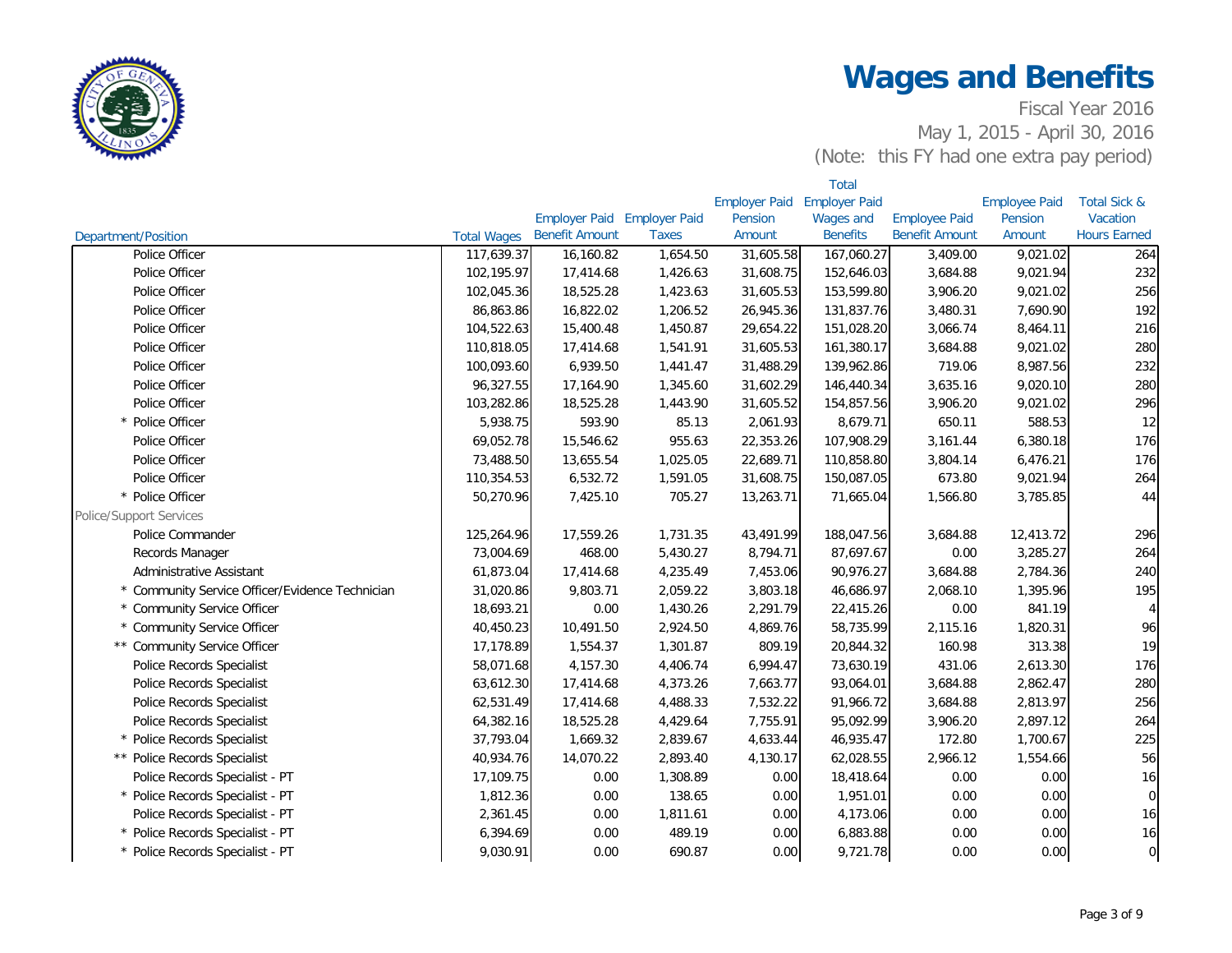# Wages and Benefits

Fiscal Year 2016
May 1, 2015 - April 30, 2016
(Note: this FY had one extra pay period)

| Department/Position | Total Wages | Employer Paid Benefit Amount | Employer Paid Taxes | Employer Paid Pension Amount | Total Employer Paid Wages and Benefits | Employee Paid Benefit Amount | Employee Paid Pension Amount | Total Sick & Vacation Hours Earned |
|---|---|---|---|---|---|---|---|---|
| Police Officer | 117,639.37 | 16,160.82 | 1,654.50 | 31,605.58 | 167,060.27 | 3,409.00 | 9,021.02 | 264 |
| Police Officer | 102,195.97 | 17,414.68 | 1,426.63 | 31,608.75 | 152,646.03 | 3,684.88 | 9,021.94 | 232 |
| Police Officer | 102,045.36 | 18,525.28 | 1,423.63 | 31,605.53 | 153,599.80 | 3,906.20 | 9,021.02 | 256 |
| Police Officer | 86,863.86 | 16,822.02 | 1,206.52 | 26,945.36 | 131,837.76 | 3,480.31 | 7,690.90 | 192 |
| Police Officer | 104,522.63 | 15,400.48 | 1,450.87 | 29,654.22 | 151,028.20 | 3,066.74 | 8,464.11 | 216 |
| Police Officer | 110,818.05 | 17,414.68 | 1,541.91 | 31,605.53 | 161,380.17 | 3,684.88 | 9,021.02 | 280 |
| Police Officer | 100,093.60 | 6,939.50 | 1,441.47 | 31,488.29 | 139,962.86 | 719.06 | 8,987.56 | 232 |
| Police Officer | 96,327.55 | 17,164.90 | 1,345.60 | 31,602.29 | 146,440.34 | 3,635.16 | 9,020.10 | 280 |
| Police Officer | 103,282.86 | 18,525.28 | 1,443.90 | 31,605.52 | 154,857.56 | 3,906.20 | 9,021.02 | 296 |
| * Police Officer | 5,938.75 | 593.90 | 85.13 | 2,061.93 | 8,679.71 | 650.11 | 588.53 | 12 |
| Police Officer | 69,052.78 | 15,546.62 | 955.63 | 22,353.26 | 107,908.29 | 3,161.44 | 6,380.18 | 176 |
| Police Officer | 73,488.50 | 13,655.54 | 1,025.05 | 22,689.71 | 110,858.80 | 3,804.14 | 6,476.21 | 176 |
| Police Officer | 110,354.53 | 6,532.72 | 1,591.05 | 31,608.75 | 150,087.05 | 673.80 | 9,021.94 | 264 |
| * Police Officer | 50,270.96 | 7,425.10 | 705.27 | 13,263.71 | 71,665.04 | 1,566.80 | 3,785.85 | 44 |
| Police/Support Services | | | | | | | | |
| Police Commander | 125,264.96 | 17,559.26 | 1,731.35 | 43,491.99 | 188,047.56 | 3,684.88 | 12,413.72 | 296 |
| Records Manager | 73,004.69 | 468.00 | 5,430.27 | 8,794.71 | 87,697.67 | 0.00 | 3,285.27 | 264 |
| Administrative Assistant | 61,873.04 | 17,414.68 | 4,235.49 | 7,453.06 | 90,976.27 | 3,684.88 | 2,784.36 | 240 |
| * Community Service Officer/Evidence Technician | 31,020.86 | 9,803.71 | 2,059.22 | 3,803.18 | 46,686.97 | 2,068.10 | 1,395.96 | 195 |
| * Community Service Officer | 18,693.21 | 0.00 | 1,430.26 | 2,291.79 | 22,415.26 | 0.00 | 841.19 | 4 |
| * Community Service Officer | 40,450.23 | 10,491.50 | 2,924.50 | 4,869.76 | 58,735.99 | 2,115.16 | 1,820.31 | 96 |
| ** Community Service Officer | 17,178.89 | 1,554.37 | 1,301.87 | 809.19 | 20,844.32 | 160.98 | 313.38 | 19 |
| Police Records Specialist | 58,071.68 | 4,157.30 | 4,406.74 | 6,994.47 | 73,630.19 | 431.06 | 2,613.30 | 176 |
| Police Records Specialist | 63,612.30 | 17,414.68 | 4,373.26 | 7,663.77 | 93,064.01 | 3,684.88 | 2,862.47 | 280 |
| Police Records Specialist | 62,531.49 | 17,414.68 | 4,488.33 | 7,532.22 | 91,966.72 | 3,684.88 | 2,813.97 | 256 |
| Police Records Specialist | 64,382.16 | 18,525.28 | 4,429.64 | 7,755.91 | 95,092.99 | 3,906.20 | 2,897.12 | 264 |
| * Police Records Specialist | 37,793.04 | 1,669.32 | 2,839.67 | 4,633.44 | 46,935.47 | 172.80 | 1,700.67 | 225 |
| ** Police Records Specialist | 40,934.76 | 14,070.22 | 2,893.40 | 4,130.17 | 62,028.55 | 2,966.12 | 1,554.66 | 56 |
| Police Records Specialist - PT | 17,109.75 | 0.00 | 1,308.89 | 0.00 | 18,418.64 | 0.00 | 0.00 | 16 |
| * Police Records Specialist - PT | 1,812.36 | 0.00 | 138.65 | 0.00 | 1,951.01 | 0.00 | 0.00 | 0 |
| Police Records Specialist - PT | 2,361.45 | 0.00 | 1,811.61 | 0.00 | 4,173.06 | 0.00 | 0.00 | 16 |
| * Police Records Specialist - PT | 6,394.69 | 0.00 | 489.19 | 0.00 | 6,883.88 | 0.00 | 0.00 | 16 |
| * Police Records Specialist - PT | 9,030.91 | 0.00 | 690.87 | 0.00 | 9,721.78 | 0.00 | 0.00 | 0 |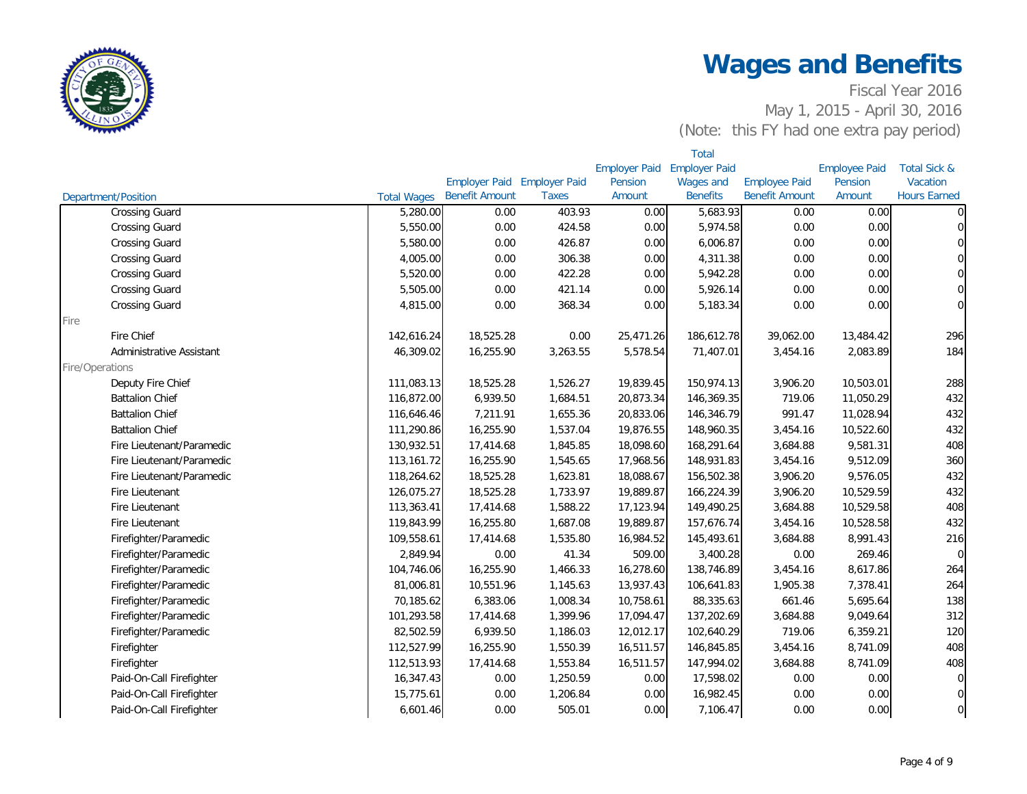# Wages and Benefits

Fiscal Year 2016

May 1, 2015 - April 30, 2016

(Note: this FY had one extra pay period)

| Department/Position | Total Wages | Employer Paid Benefit Amount | Employer Paid Taxes | Employer Paid Pension Amount | Total Employer Paid Wages and Benefits | Employee Paid Benefit Amount | Employee Paid Pension Amount | Total Sick & Vacation Hours Earned |
|---|---|---|---|---|---|---|---|---|
| Crossing Guard | 5,280.00 | 0.00 | 403.93 | 0.00 | 5,683.93 | 0.00 | 0.00 | 0 |
| Crossing Guard | 5,550.00 | 0.00 | 424.58 | 0.00 | 5,974.58 | 0.00 | 0.00 | 0 |
| Crossing Guard | 5,580.00 | 0.00 | 426.87 | 0.00 | 6,006.87 | 0.00 | 0.00 | 0 |
| Crossing Guard | 4,005.00 | 0.00 | 306.38 | 0.00 | 4,311.38 | 0.00 | 0.00 | 0 |
| Crossing Guard | 5,520.00 | 0.00 | 422.28 | 0.00 | 5,942.28 | 0.00 | 0.00 | 0 |
| Crossing Guard | 5,505.00 | 0.00 | 421.14 | 0.00 | 5,926.14 | 0.00 | 0.00 | 0 |
| Crossing Guard | 4,815.00 | 0.00 | 368.34 | 0.00 | 5,183.34 | 0.00 | 0.00 | 0 |
| Fire | | | | | | | | |
| Fire Chief | 142,616.24 | 18,525.28 | 0.00 | 25,471.26 | 186,612.78 | 39,062.00 | 13,484.42 | 296 |
| Administrative Assistant | 46,309.02 | 16,255.90 | 3,263.55 | 5,578.54 | 71,407.01 | 3,454.16 | 2,083.89 | 184 |
| Fire/Operations | | | | | | | | |
| Deputy Fire Chief | 111,083.13 | 18,525.28 | 1,526.27 | 19,839.45 | 150,974.13 | 3,906.20 | 10,503.01 | 288 |
| Battalion Chief | 116,872.00 | 6,939.50 | 1,684.51 | 20,873.34 | 146,369.35 | 719.06 | 11,050.29 | 432 |
| Battalion Chief | 116,646.46 | 7,211.91 | 1,655.36 | 20,833.06 | 146,346.79 | 991.47 | 11,028.94 | 432 |
| Battalion Chief | 111,290.86 | 16,255.90 | 1,537.04 | 19,876.55 | 148,960.35 | 3,454.16 | 10,522.60 | 432 |
| Fire Lieutenant/Paramedic | 130,932.51 | 17,414.68 | 1,845.85 | 18,098.60 | 168,291.64 | 3,684.88 | 9,581.31 | 408 |
| Fire Lieutenant/Paramedic | 113,161.72 | 16,255.90 | 1,545.65 | 17,968.56 | 148,931.83 | 3,454.16 | 9,512.09 | 360 |
| Fire Lieutenant/Paramedic | 118,264.62 | 18,525.28 | 1,623.81 | 18,088.67 | 156,502.38 | 3,906.20 | 9,576.05 | 432 |
| Fire Lieutenant | 126,075.27 | 18,525.28 | 1,733.97 | 19,889.87 | 166,224.39 | 3,906.20 | 10,529.59 | 432 |
| Fire Lieutenant | 113,363.41 | 17,414.68 | 1,588.22 | 17,123.94 | 149,490.25 | 3,684.88 | 10,529.58 | 408 |
| Fire Lieutenant | 119,843.99 | 16,255.80 | 1,687.08 | 19,889.87 | 157,676.74 | 3,454.16 | 10,528.58 | 432 |
| Firefighter/Paramedic | 109,558.61 | 17,414.68 | 1,535.80 | 16,984.52 | 145,493.61 | 3,684.88 | 8,991.43 | 216 |
| Firefighter/Paramedic | 2,849.94 | 0.00 | 41.34 | 509.00 | 3,400.28 | 0.00 | 269.46 | 0 |
| Firefighter/Paramedic | 104,746.06 | 16,255.90 | 1,466.33 | 16,278.60 | 138,746.89 | 3,454.16 | 8,617.86 | 264 |
| Firefighter/Paramedic | 81,006.81 | 10,551.96 | 1,145.63 | 13,937.43 | 106,641.83 | 1,905.38 | 7,378.41 | 264 |
| Firefighter/Paramedic | 70,185.62 | 6,383.06 | 1,008.34 | 10,758.61 | 88,335.63 | 661.46 | 5,695.64 | 138 |
| Firefighter/Paramedic | 101,293.58 | 17,414.68 | 1,399.96 | 17,094.47 | 137,202.69 | 3,684.88 | 9,049.64 | 312 |
| Firefighter/Paramedic | 82,502.59 | 6,939.50 | 1,186.03 | 12,012.17 | 102,640.29 | 719.06 | 6,359.21 | 120 |
| Firefighter | 112,527.99 | 16,255.90 | 1,550.39 | 16,511.57 | 146,845.85 | 3,454.16 | 8,741.09 | 408 |
| Firefighter | 112,513.93 | 17,414.68 | 1,553.84 | 16,511.57 | 147,994.02 | 3,684.88 | 8,741.09 | 408 |
| Paid-On-Call Firefighter | 16,347.43 | 0.00 | 1,250.59 | 0.00 | 17,598.02 | 0.00 | 0.00 | 0 |
| Paid-On-Call Firefighter | 15,775.61 | 0.00 | 1,206.84 | 0.00 | 16,982.45 | 0.00 | 0.00 | 0 |
| Paid-On-Call Firefighter | 6,601.46 | 0.00 | 505.01 | 0.00 | 7,106.47 | 0.00 | 0.00 | 0 |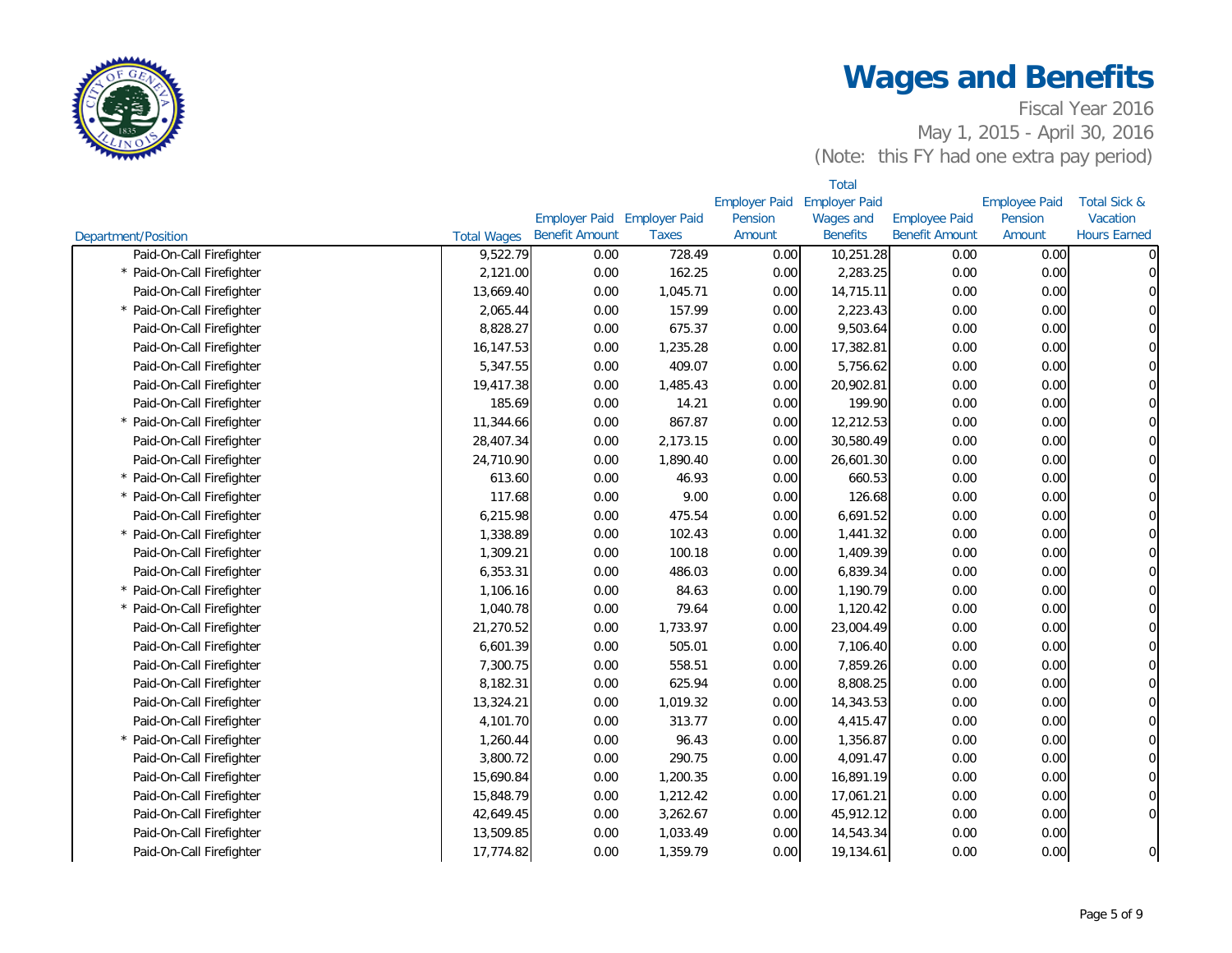# Wages and Benefits

Fiscal Year 2016
May 1, 2015 - April 30, 2016
(Note: this FY had one extra pay period)

| Department/Position | Total Wages | Employer Paid Benefit Amount | Employer Paid Taxes | Employer Paid Pension Amount | Total Employer Paid Wages and Benefits | Employee Paid Benefit Amount | Employee Paid Pension Amount | Total Sick & Vacation Hours Earned |
|---|---|---|---|---|---|---|---|---|
| Paid-On-Call Firefighter | 9,522.79 | 0.00 | 728.49 | 0.00 | 10,251.28 | 0.00 | 0.00 | 0 |
| * Paid-On-Call Firefighter | 2,121.00 | 0.00 | 162.25 | 0.00 | 2,283.25 | 0.00 | 0.00 | 0 |
| Paid-On-Call Firefighter | 13,669.40 | 0.00 | 1,045.71 | 0.00 | 14,715.11 | 0.00 | 0.00 | 0 |
| * Paid-On-Call Firefighter | 2,065.44 | 0.00 | 157.99 | 0.00 | 2,223.43 | 0.00 | 0.00 | 0 |
| Paid-On-Call Firefighter | 8,828.27 | 0.00 | 675.37 | 0.00 | 9,503.64 | 0.00 | 0.00 | 0 |
| Paid-On-Call Firefighter | 16,147.53 | 0.00 | 1,235.28 | 0.00 | 17,382.81 | 0.00 | 0.00 | 0 |
| Paid-On-Call Firefighter | 5,347.55 | 0.00 | 409.07 | 0.00 | 5,756.62 | 0.00 | 0.00 | 0 |
| Paid-On-Call Firefighter | 19,417.38 | 0.00 | 1,485.43 | 0.00 | 20,902.81 | 0.00 | 0.00 | 0 |
| Paid-On-Call Firefighter | 185.69 | 0.00 | 14.21 | 0.00 | 199.90 | 0.00 | 0.00 | 0 |
| * Paid-On-Call Firefighter | 11,344.66 | 0.00 | 867.87 | 0.00 | 12,212.53 | 0.00 | 0.00 | 0 |
| Paid-On-Call Firefighter | 28,407.34 | 0.00 | 2,173.15 | 0.00 | 30,580.49 | 0.00 | 0.00 | 0 |
| Paid-On-Call Firefighter | 24,710.90 | 0.00 | 1,890.40 | 0.00 | 26,601.30 | 0.00 | 0.00 | 0 |
| * Paid-On-Call Firefighter | 613.60 | 0.00 | 46.93 | 0.00 | 660.53 | 0.00 | 0.00 | 0 |
| * Paid-On-Call Firefighter | 117.68 | 0.00 | 9.00 | 0.00 | 126.68 | 0.00 | 0.00 | 0 |
| Paid-On-Call Firefighter | 6,215.98 | 0.00 | 475.54 | 0.00 | 6,691.52 | 0.00 | 0.00 | 0 |
| * Paid-On-Call Firefighter | 1,338.89 | 0.00 | 102.43 | 0.00 | 1,441.32 | 0.00 | 0.00 | 0 |
| Paid-On-Call Firefighter | 1,309.21 | 0.00 | 100.18 | 0.00 | 1,409.39 | 0.00 | 0.00 | 0 |
| Paid-On-Call Firefighter | 6,353.31 | 0.00 | 486.03 | 0.00 | 6,839.34 | 0.00 | 0.00 | 0 |
| * Paid-On-Call Firefighter | 1,106.16 | 0.00 | 84.63 | 0.00 | 1,190.79 | 0.00 | 0.00 | 0 |
| * Paid-On-Call Firefighter | 1,040.78 | 0.00 | 79.64 | 0.00 | 1,120.42 | 0.00 | 0.00 | 0 |
| Paid-On-Call Firefighter | 21,270.52 | 0.00 | 1,733.97 | 0.00 | 23,004.49 | 0.00 | 0.00 | 0 |
| Paid-On-Call Firefighter | 6,601.39 | 0.00 | 505.01 | 0.00 | 7,106.40 | 0.00 | 0.00 | 0 |
| Paid-On-Call Firefighter | 7,300.75 | 0.00 | 558.51 | 0.00 | 7,859.26 | 0.00 | 0.00 | 0 |
| Paid-On-Call Firefighter | 8,182.31 | 0.00 | 625.94 | 0.00 | 8,808.25 | 0.00 | 0.00 | 0 |
| Paid-On-Call Firefighter | 13,324.21 | 0.00 | 1,019.32 | 0.00 | 14,343.53 | 0.00 | 0.00 | 0 |
| Paid-On-Call Firefighter | 4,101.70 | 0.00 | 313.77 | 0.00 | 4,415.47 | 0.00 | 0.00 | 0 |
| * Paid-On-Call Firefighter | 1,260.44 | 0.00 | 96.43 | 0.00 | 1,356.87 | 0.00 | 0.00 | 0 |
| Paid-On-Call Firefighter | 3,800.72 | 0.00 | 290.75 | 0.00 | 4,091.47 | 0.00 | 0.00 | 0 |
| Paid-On-Call Firefighter | 15,690.84 | 0.00 | 1,200.35 | 0.00 | 16,891.19 | 0.00 | 0.00 | 0 |
| Paid-On-Call Firefighter | 15,848.79 | 0.00 | 1,212.42 | 0.00 | 17,061.21 | 0.00 | 0.00 | 0 |
| Paid-On-Call Firefighter | 42,649.45 | 0.00 | 3,262.67 | 0.00 | 45,912.12 | 0.00 | 0.00 | 0 |
| Paid-On-Call Firefighter | 13,509.85 | 0.00 | 1,033.49 | 0.00 | 14,543.34 | 0.00 | 0.00 | |
| Paid-On-Call Firefighter | 17,774.82 | 0.00 | 1,359.79 | 0.00 | 19,134.61 | 0.00 | 0.00 | 0 |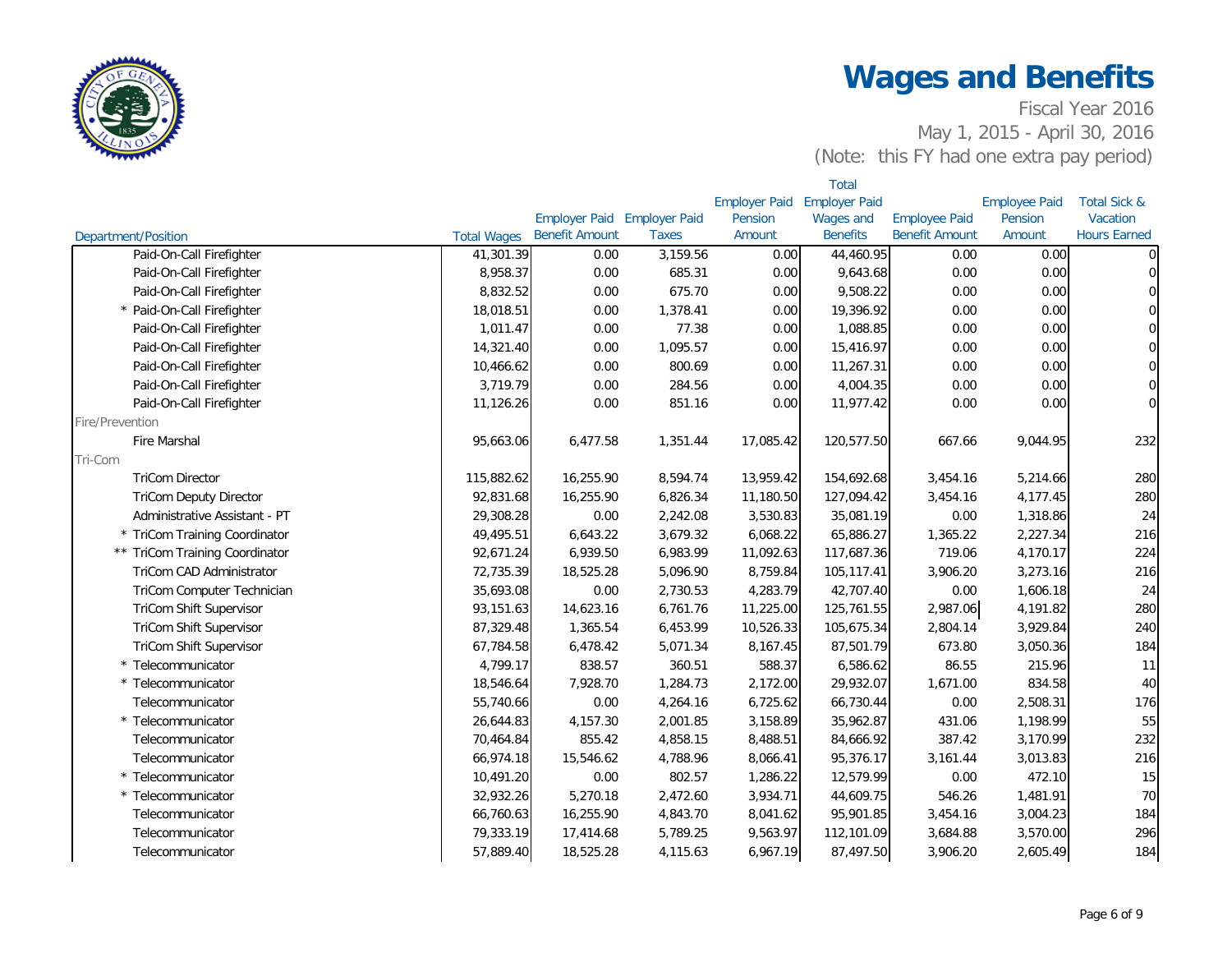# Wages and Benefits

Fiscal Year 2016

May 1, 2015 - April 30, 2016

(Note: this FY had one extra pay period)

| Department/Position | Total Wages | Employer Paid Benefit Amount | Employer Paid Taxes | Employer Paid Pension Amount | Total Employer Paid Wages and Benefits | Employee Paid Benefit Amount | Employee Paid Pension Amount | Total Sick & Vacation Hours Earned |
|---|---|---|---|---|---|---|---|---|
| Paid-On-Call Firefighter | 41,301.39 | 0.00 | 3,159.56 | 0.00 | 44,460.95 | 0.00 | 0.00 | 0 |
| Paid-On-Call Firefighter | 8,958.37 | 0.00 | 685.31 | 0.00 | 9,643.68 | 0.00 | 0.00 | 0 |
| Paid-On-Call Firefighter | 8,832.52 | 0.00 | 675.70 | 0.00 | 9,508.22 | 0.00 | 0.00 | 0 |
| * Paid-On-Call Firefighter | 18,018.51 | 0.00 | 1,378.41 | 0.00 | 19,396.92 | 0.00 | 0.00 | 0 |
| Paid-On-Call Firefighter | 1,011.47 | 0.00 | 77.38 | 0.00 | 1,088.85 | 0.00 | 0.00 | 0 |
| Paid-On-Call Firefighter | 14,321.40 | 0.00 | 1,095.57 | 0.00 | 15,416.97 | 0.00 | 0.00 | 0 |
| Paid-On-Call Firefighter | 10,466.62 | 0.00 | 800.69 | 0.00 | 11,267.31 | 0.00 | 0.00 | 0 |
| Paid-On-Call Firefighter | 3,719.79 | 0.00 | 284.56 | 0.00 | 4,004.35 | 0.00 | 0.00 | 0 |
| Paid-On-Call Firefighter | 11,126.26 | 0.00 | 851.16 | 0.00 | 11,977.42 | 0.00 | 0.00 | 0 |
| Fire/Prevention | | | | | | | | |
| Fire Marshal | 95,663.06 | 6,477.58 | 1,351.44 | 17,085.42 | 120,577.50 | 667.66 | 9,044.95 | 232 |
| Tri-Com | | | | | | | | |
| TriCom Director | 115,882.62 | 16,255.90 | 8,594.74 | 13,959.42 | 154,692.68 | 3,454.16 | 5,214.66 | 280 |
| TriCom Deputy Director | 92,831.68 | 16,255.90 | 6,826.34 | 11,180.50 | 127,094.42 | 3,454.16 | 4,177.45 | 280 |
| Administrative Assistant - PT | 29,308.28 | 0.00 | 2,242.08 | 3,530.83 | 35,081.19 | 0.00 | 1,318.86 | 24 |
| * TriCom Training Coordinator | 49,495.51 | 6,643.22 | 3,679.32 | 6,068.22 | 65,886.27 | 1,365.22 | 2,227.34 | 216 |
| ** TriCom Training Coordinator | 92,671.24 | 6,939.50 | 6,983.99 | 11,092.63 | 117,687.36 | 719.06 | 4,170.17 | 224 |
| TriCom CAD Administrator | 72,735.39 | 18,525.28 | 5,096.90 | 8,759.84 | 105,117.41 | 3,906.20 | 3,273.16 | 216 |
| TriCom Computer Technician | 35,693.08 | 0.00 | 2,730.53 | 4,283.79 | 42,707.40 | 0.00 | 1,606.18 | 24 |
| TriCom Shift Supervisor | 93,151.63 | 14,623.16 | 6,761.76 | 11,225.00 | 125,761.55 | 2,987.06 | 4,191.82 | 280 |
| TriCom Shift Supervisor | 87,329.48 | 1,365.54 | 6,453.99 | 10,526.33 | 105,675.34 | 2,804.14 | 3,929.84 | 240 |
| TriCom Shift Supervisor | 67,784.58 | 6,478.42 | 5,071.34 | 8,167.45 | 87,501.79 | 673.80 | 3,050.36 | 184 |
| * Telecommunicator | 4,799.17 | 838.57 | 360.51 | 588.37 | 6,586.62 | 86.55 | 215.96 | 11 |
| * Telecommunicator | 18,546.64 | 7,928.70 | 1,284.73 | 2,172.00 | 29,932.07 | 1,671.00 | 834.58 | 40 |
| Telecommunicator | 55,740.66 | 0.00 | 4,264.16 | 6,725.62 | 66,730.44 | 0.00 | 2,508.31 | 176 |
| * Telecommunicator | 26,644.83 | 4,157.30 | 2,001.85 | 3,158.89 | 35,962.87 | 431.06 | 1,198.99 | 55 |
| Telecommunicator | 70,464.84 | 855.42 | 4,858.15 | 8,488.51 | 84,666.92 | 387.42 | 3,170.99 | 232 |
| Telecommunicator | 66,974.18 | 15,546.62 | 4,788.96 | 8,066.41 | 95,376.17 | 3,161.44 | 3,013.83 | 216 |
| * Telecommunicator | 10,491.20 | 0.00 | 802.57 | 1,286.22 | 12,579.99 | 0.00 | 472.10 | 15 |
| * Telecommunicator | 32,932.26 | 5,270.18 | 2,472.60 | 3,934.71 | 44,609.75 | 546.26 | 1,481.91 | 70 |
| Telecommunicator | 66,760.63 | 16,255.90 | 4,843.70 | 8,041.62 | 95,901.85 | 3,454.16 | 3,004.23 | 184 |
| Telecommunicator | 79,333.19 | 17,414.68 | 5,789.25 | 9,563.97 | 112,101.09 | 3,684.88 | 3,570.00 | 296 |
| Telecommunicator | 57,889.40 | 18,525.28 | 4,115.63 | 6,967.19 | 87,497.50 | 3,906.20 | 2,605.49 | 184 |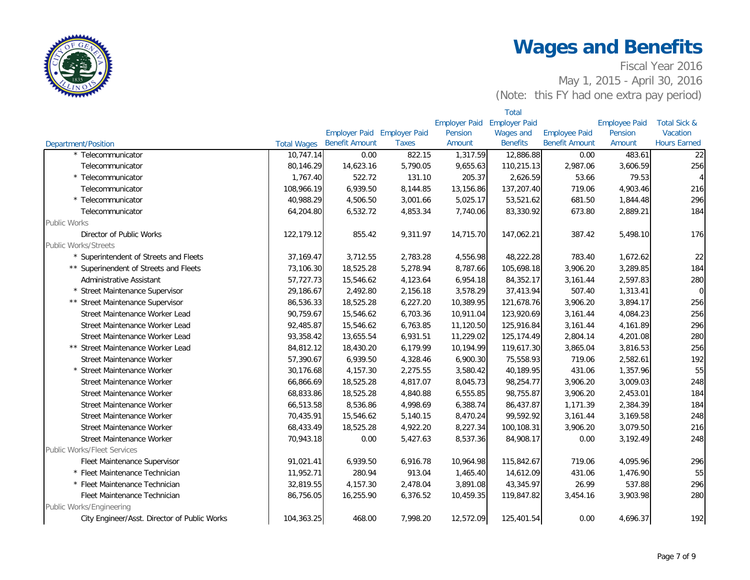# Wages and Benefits

Fiscal Year 2016

May 1, 2015 - April 30, 2016

(Note: this FY had one extra pay period)

| Department/Position | Total Wages | Employer Paid Benefit Amount | Employer Paid Taxes | Employer Paid Pension Amount | Total Employer Paid Wages and Benefits | Employee Paid Benefit Amount | Employee Paid Pension Amount | Total Sick & Vacation Hours Earned |
|---|---|---|---|---|---|---|---|---|
| * Telecommunicator | 10,747.14 | 0.00 | 822.15 | 1,317.59 | 12,886.88 | 0.00 | 483.61 | 22 |
| Telecommunicator | 80,146.29 | 14,623.16 | 5,790.05 | 9,655.63 | 110,215.13 | 2,987.06 | 3,606.59 | 256 |
| * Telecommunicator | 1,767.40 | 522.72 | 131.10 | 205.37 | 2,626.59 | 53.66 | 79.53 | 4 |
| Telecommunicator | 108,966.19 | 6,939.50 | 8,144.85 | 13,156.86 | 137,207.40 | 719.06 | 4,903.46 | 216 |
| * Telecommunicator | 40,988.29 | 4,506.50 | 3,001.66 | 5,025.17 | 53,521.62 | 681.50 | 1,844.48 | 296 |
| Telecommunicator | 64,204.80 | 6,532.72 | 4,853.34 | 7,740.06 | 83,330.92 | 673.80 | 2,889.21 | 184 |
| Public Works | | | | | | | | |
| Director of Public Works | 122,179.12 | 855.42 | 9,311.97 | 14,715.70 | 147,062.21 | 387.42 | 5,498.10 | 176 |
| Public Works/Streets | | | | | | | | |
| * Superintendent of Streets and Fleets | 37,169.47 | 3,712.55 | 2,783.28 | 4,556.98 | 48,222.28 | 783.40 | 1,672.62 | 22 |
| ** Superinendent of Streets and Fleets | 73,106.30 | 18,525.28 | 5,278.94 | 8,787.66 | 105,698.18 | 3,906.20 | 3,289.85 | 184 |
| Administrative Assistant | 57,727.73 | 15,546.62 | 4,123.64 | 6,954.18 | 84,352.17 | 3,161.44 | 2,597.83 | 280 |
| * Street Maintenance Supervisor | 29,186.67 | 2,492.80 | 2,156.18 | 3,578.29 | 37,413.94 | 507.40 | 1,313.41 | 0 |
| ** Street Maintenance Supervisor | 86,536.33 | 18,525.28 | 6,227.20 | 10,389.95 | 121,678.76 | 3,906.20 | 3,894.17 | 256 |
| Street Maintenance Worker Lead | 90,759.67 | 15,546.62 | 6,703.36 | 10,911.04 | 123,920.69 | 3,161.44 | 4,084.23 | 256 |
| Street Maintenance Worker Lead | 92,485.87 | 15,546.62 | 6,763.85 | 11,120.50 | 125,916.84 | 3,161.44 | 4,161.89 | 296 |
| Street Maintenance Worker Lead | 93,358.42 | 13,655.54 | 6,931.51 | 11,229.02 | 125,174.49 | 2,804.14 | 4,201.08 | 280 |
| ** Street Maintenance Worker Lead | 84,812.12 | 18,430.20 | 6,179.99 | 10,194.99 | 119,617.30 | 3,865.04 | 3,816.53 | 256 |
| Street Maintenance Worker | 57,390.67 | 6,939.50 | 4,328.46 | 6,900.30 | 75,558.93 | 719.06 | 2,582.61 | 192 |
| * Street Maintenance Worker | 30,176.68 | 4,157.30 | 2,275.55 | 3,580.42 | 40,189.95 | 431.06 | 1,357.96 | 55 |
| Street Maintenance Worker | 66,866.69 | 18,525.28 | 4,817.07 | 8,045.73 | 98,254.77 | 3,906.20 | 3,009.03 | 248 |
| Street Maintenance Worker | 68,833.86 | 18,525.28 | 4,840.88 | 6,555.85 | 98,755.87 | 3,906.20 | 2,453.01 | 184 |
| Street Maintenance Worker | 66,513.58 | 8,536.86 | 4,998.69 | 6,388.74 | 86,437.87 | 1,171.39 | 2,384.39 | 184 |
| Street Maintenance Worker | 70,435.91 | 15,546.62 | 5,140.15 | 8,470.24 | 99,592.92 | 3,161.44 | 3,169.58 | 248 |
| Street Maintenance Worker | 68,433.49 | 18,525.28 | 4,922.20 | 8,227.34 | 100,108.31 | 3,906.20 | 3,079.50 | 216 |
| Street Maintenance Worker | 70,943.18 | 0.00 | 5,427.63 | 8,537.36 | 84,908.17 | 0.00 | 3,192.49 | 248 |
| Public Works/Fleet Services | | | | | | | | |
| Fleet Maintenance Supervisor | 91,021.41 | 6,939.50 | 6,916.78 | 10,964.98 | 115,842.67 | 719.06 | 4,095.96 | 296 |
| * Fleet Maintenance Technician | 11,952.71 | 280.94 | 913.04 | 1,465.40 | 14,612.09 | 431.06 | 1,476.90 | 55 |
| * Fleet Maintenance Technician | 32,819.55 | 4,157.30 | 2,478.04 | 3,891.08 | 43,345.97 | 26.99 | 537.88 | 296 |
| Fleet Maintenance Technician | 86,756.05 | 16,255.90 | 6,376.52 | 10,459.35 | 119,847.82 | 3,454.16 | 3,903.98 | 280 |
| Public Works/Engineering | | | | | | | | |
| City Engineer/Asst. Director of Public Works | 104,363.25 | 468.00 | 7,998.20 | 12,572.09 | 125,401.54 | 0.00 | 4,696.37 | 192 |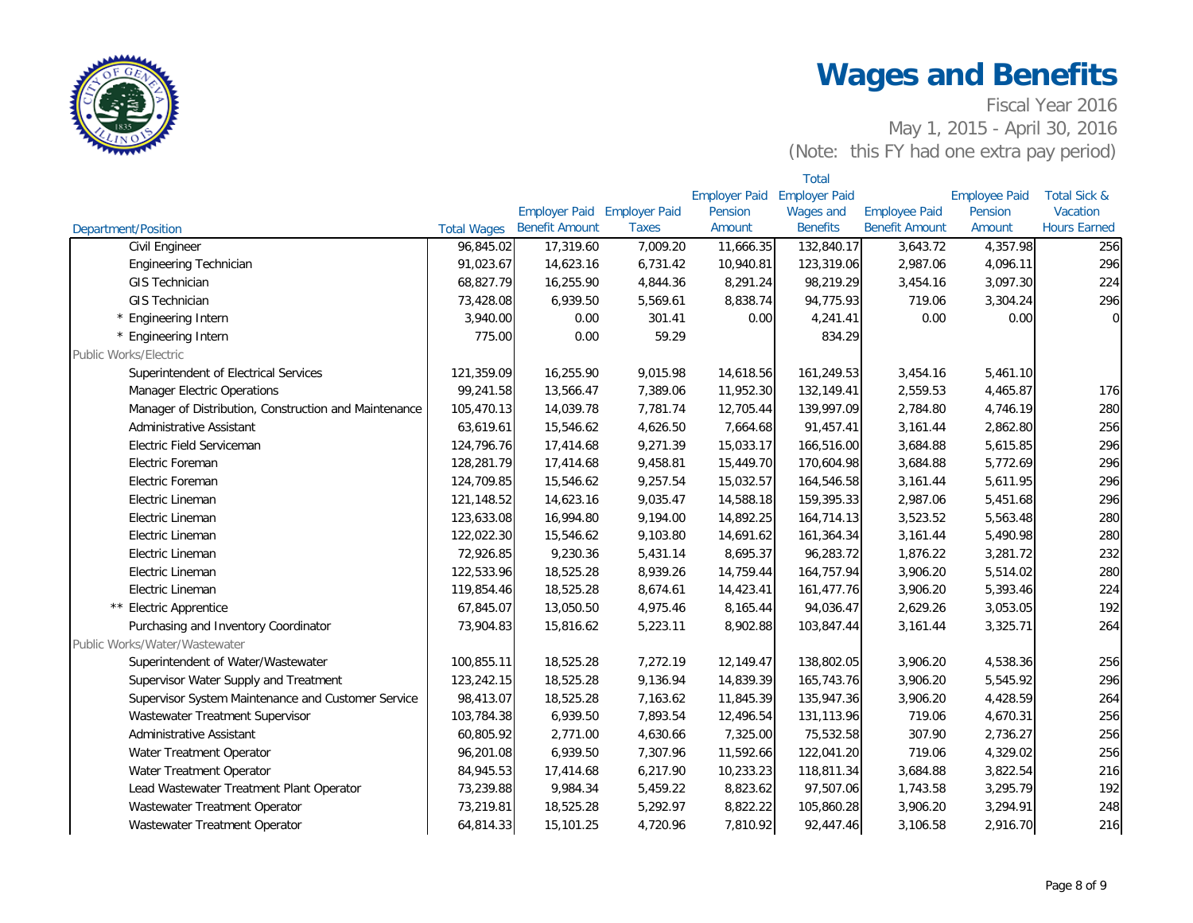# Wages and Benefits

Fiscal Year 2016
May 1, 2015 - April 30, 2016
(Note: this FY had one extra pay period)

| Department/Position | Total Wages | Employer Paid Benefit Amount | Employer Paid Taxes | Employer Paid Pension Amount | Total Employer Paid Wages and Benefits | Employee Paid Benefit Amount | Employee Paid Pension Amount | Total Sick & Vacation Hours Earned |
|---|---|---|---|---|---|---|---|---|
| Civil Engineer | 96,845.02 | 17,319.60 | 7,009.20 | 11,666.35 | 132,840.17 | 3,643.72 | 4,357.98 | 256 |
| Engineering Technician | 91,023.67 | 14,623.16 | 6,731.42 | 10,940.81 | 123,319.06 | 2,987.06 | 4,096.11 | 296 |
| GIS Technician | 68,827.79 | 16,255.90 | 4,844.36 | 8,291.24 | 98,219.29 | 3,454.16 | 3,097.30 | 224 |
| GIS Technician | 73,428.08 | 6,939.50 | 5,569.61 | 8,838.74 | 94,775.93 | 719.06 | 3,304.24 | 296 |
| * Engineering Intern | 3,940.00 | 0.00 | 301.41 | 0.00 | 4,241.41 | 0.00 | 0.00 | 0 |
| * Engineering Intern | 775.00 | 0.00 | 59.29 | | 834.29 | | | |
| Public Works/Electric | | | | | | | | |
| Superintendent of Electrical Services | 121,359.09 | 16,255.90 | 9,015.98 | 14,618.56 | 161,249.53 | 3,454.16 | 5,461.10 | |
| Manager Electric Operations | 99,241.58 | 13,566.47 | 7,389.06 | 11,952.30 | 132,149.41 | 2,559.53 | 4,465.87 | 176 |
| Manager of Distribution, Construction and Maintenance | 105,470.13 | 14,039.78 | 7,781.74 | 12,705.44 | 139,997.09 | 2,784.80 | 4,746.19 | 280 |
| Administrative Assistant | 63,619.61 | 15,546.62 | 4,626.50 | 7,664.68 | 91,457.41 | 3,161.44 | 2,862.80 | 256 |
| Electric Field Serviceman | 124,796.76 | 17,414.68 | 9,271.39 | 15,033.17 | 166,516.00 | 3,684.88 | 5,615.85 | 296 |
| Electric Foreman | 128,281.79 | 17,414.68 | 9,458.81 | 15,449.70 | 170,604.98 | 3,684.88 | 5,772.69 | 296 |
| Electric Foreman | 124,709.85 | 15,546.62 | 9,257.54 | 15,032.57 | 164,546.58 | 3,161.44 | 5,611.95 | 296 |
| Electric Lineman | 121,148.52 | 14,623.16 | 9,035.47 | 14,588.18 | 159,395.33 | 2,987.06 | 5,451.68 | 296 |
| Electric Lineman | 123,633.08 | 16,994.80 | 9,194.00 | 14,892.25 | 164,714.13 | 3,523.52 | 5,563.48 | 280 |
| Electric Lineman | 122,022.30 | 15,546.62 | 9,103.80 | 14,691.62 | 161,364.34 | 3,161.44 | 5,490.98 | 280 |
| Electric Lineman | 72,926.85 | 9,230.36 | 5,431.14 | 8,695.37 | 96,283.72 | 1,876.22 | 3,281.72 | 232 |
| Electric Lineman | 122,533.96 | 18,525.28 | 8,939.26 | 14,759.44 | 164,757.94 | 3,906.20 | 5,514.02 | 280 |
| Electric Lineman | 119,854.46 | 18,525.28 | 8,674.61 | 14,423.41 | 161,477.76 | 3,906.20 | 5,393.46 | 224 |
| ** Electric Apprentice | 67,845.07 | 13,050.50 | 4,975.46 | 8,165.44 | 94,036.47 | 2,629.26 | 3,053.05 | 192 |
| Purchasing and Inventory Coordinator | 73,904.83 | 15,816.62 | 5,223.11 | 8,902.88 | 103,847.44 | 3,161.44 | 3,325.71 | 264 |
| Public Works/Water/Wastewater | | | | | | | | |
| Superintendent of Water/Wastewater | 100,855.11 | 18,525.28 | 7,272.19 | 12,149.47 | 138,802.05 | 3,906.20 | 4,538.36 | 256 |
| Supervisor Water Supply and Treatment | 123,242.15 | 18,525.28 | 9,136.94 | 14,839.39 | 165,743.76 | 3,906.20 | 5,545.92 | 296 |
| Supervisor System Maintenance and Customer Service | 98,413.07 | 18,525.28 | 7,163.62 | 11,845.39 | 135,947.36 | 3,906.20 | 4,428.59 | 264 |
| Wastewater Treatment Supervisor | 103,784.38 | 6,939.50 | 7,893.54 | 12,496.54 | 131,113.96 | 719.06 | 4,670.31 | 256 |
| Administrative Assistant | 60,805.92 | 2,771.00 | 4,630.66 | 7,325.00 | 75,532.58 | 307.90 | 2,736.27 | 256 |
| Water Treatment Operator | 96,201.08 | 6,939.50 | 7,307.96 | 11,592.66 | 122,041.20 | 719.06 | 4,329.02 | 256 |
| Water Treatment Operator | 84,945.53 | 17,414.68 | 6,217.90 | 10,233.23 | 118,811.34 | 3,684.88 | 3,822.54 | 216 |
| Lead Wastewater Treatment Plant Operator | 73,239.88 | 9,984.34 | 5,459.22 | 8,823.62 | 97,507.06 | 1,743.58 | 3,295.79 | 192 |
| Wastewater Treatment Operator | 73,219.81 | 18,525.28 | 5,292.97 | 8,822.22 | 105,860.28 | 3,906.20 | 3,294.91 | 248 |
| Wastewater Treatment Operator | 64,814.33 | 15,101.25 | 4,720.96 | 7,810.92 | 92,447.46 | 3,106.58 | 2,916.70 | 216 |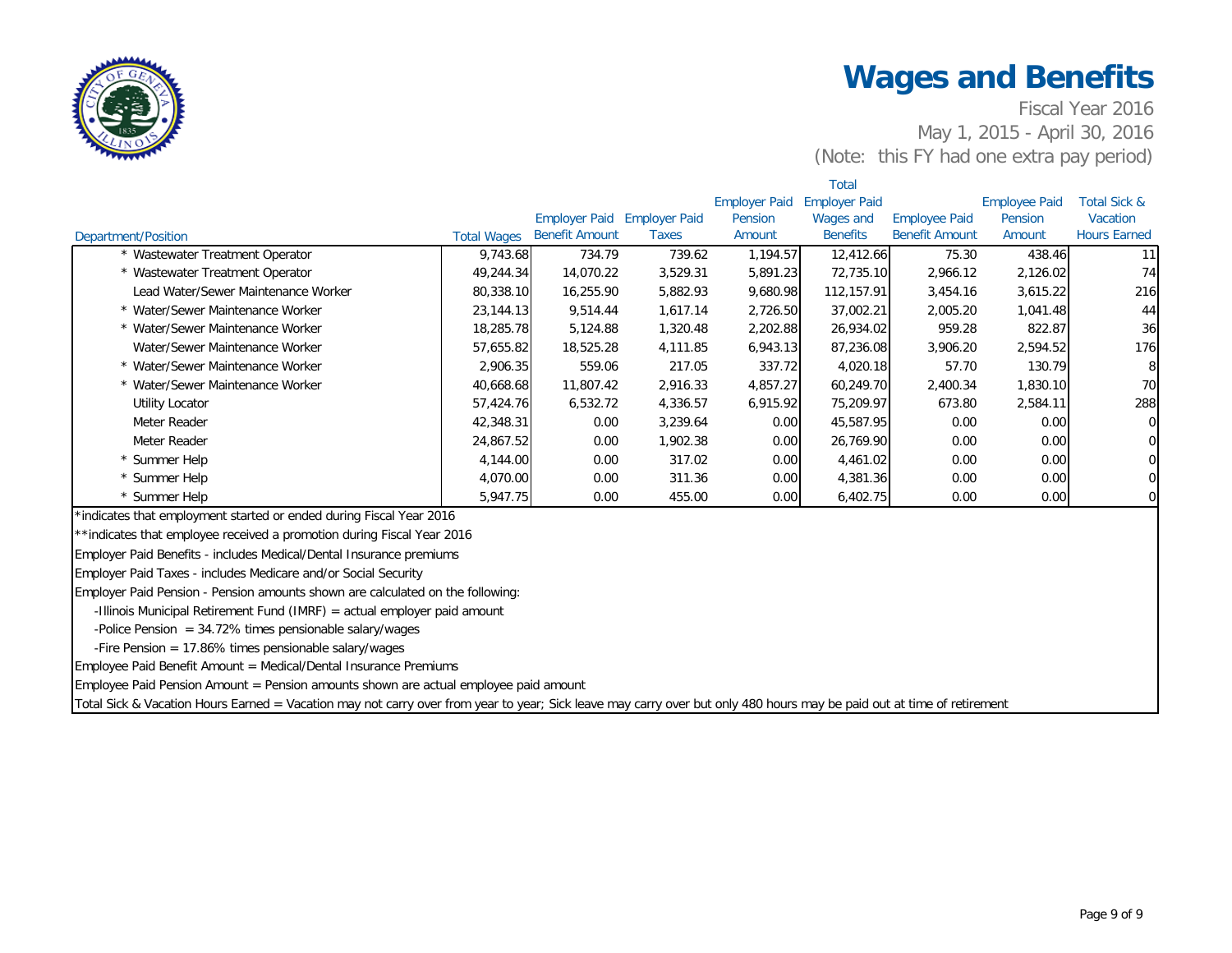# Wages and Benefits

Fiscal Year 2016
May 1, 2015 - April 30, 2016
(Note: this FY had one extra pay period)

| Department/Position | Total Wages | Employer Paid Benefit Amount | Employer Paid Taxes | Employer Paid Pension Amount | Total Employer Paid Wages and Benefits | Employee Paid Benefit Amount | Employee Paid Pension Amount | Total Sick & Vacation Hours Earned |
|---|---|---|---|---|---|---|---|---|
| * Wastewater Treatment Operator | 9,743.68 | 734.79 | 739.62 | 1,194.57 | 12,412.66 | 75.30 | 438.46 | 11 |
| * Wastewater Treatment Operator | 49,244.34 | 14,070.22 | 3,529.31 | 5,891.23 | 72,735.10 | 2,966.12 | 2,126.02 | 74 |
| Lead Water/Sewer Maintenance Worker | 80,338.10 | 16,255.90 | 5,882.93 | 9,680.98 | 112,157.91 | 3,454.16 | 3,615.22 | 216 |
| * Water/Sewer Maintenance Worker | 23,144.13 | 9,514.44 | 1,617.14 | 2,726.50 | 37,002.21 | 2,005.20 | 1,041.48 | 44 |
| * Water/Sewer Maintenance Worker | 18,285.78 | 5,124.88 | 1,320.48 | 2,202.88 | 26,934.02 | 959.28 | 822.87 | 36 |
| Water/Sewer Maintenance Worker | 57,655.82 | 18,525.28 | 4,111.85 | 6,943.13 | 87,236.08 | 3,906.20 | 2,594.52 | 176 |
| * Water/Sewer Maintenance Worker | 2,906.35 | 559.06 | 217.05 | 337.72 | 4,020.18 | 57.70 | 130.79 | 8 |
| * Water/Sewer Maintenance Worker | 40,668.68 | 11,807.42 | 2,916.33 | 4,857.27 | 60,249.70 | 2,400.34 | 1,830.10 | 70 |
| Utility Locator | 57,424.76 | 6,532.72 | 4,336.57 | 6,915.92 | 75,209.97 | 673.80 | 2,584.11 | 288 |
| Meter Reader | 42,348.31 | 0.00 | 3,239.64 | 0.00 | 45,587.95 | 0.00 | 0.00 | 0 |
| Meter Reader | 24,867.52 | 0.00 | 1,902.38 | 0.00 | 26,769.90 | 0.00 | 0.00 | 0 |
| * Summer Help | 4,144.00 | 0.00 | 317.02 | 0.00 | 4,461.02 | 0.00 | 0.00 | 0 |
| * Summer Help | 4,070.00 | 0.00 | 311.36 | 0.00 | 4,381.36 | 0.00 | 0.00 | 0 |
| * Summer Help | 5,947.75 | 0.00 | 455.00 | 0.00 | 6,402.75 | 0.00 | 0.00 | 0 |

*indicates that employment started or ended during Fiscal Year 2016

**indicates that employee received a promotion during Fiscal Year 2016

Employer Paid Benefits - includes Medical/Dental Insurance premiums

Employer Paid Taxes - includes Medicare and/or Social Security

Employer Paid Pension - Pension amounts shown are calculated on the following:

- Illinois Municipal Retirement Fund (IMRF) = actual employer paid amount
- Police Pension = 34.72% times pensionable salary/wages
- Fire Pension = 17.86% times pensionable salary/wages

Employee Paid Benefit Amount = Medical/Dental Insurance Premiums

Employee Paid Pension Amount = Pension amounts shown are actual employee paid amount

Total Sick & Vacation Hours Earned = Vacation may not carry over from year to year; Sick leave may carry over but only 480 hours may be paid out at time of retirement